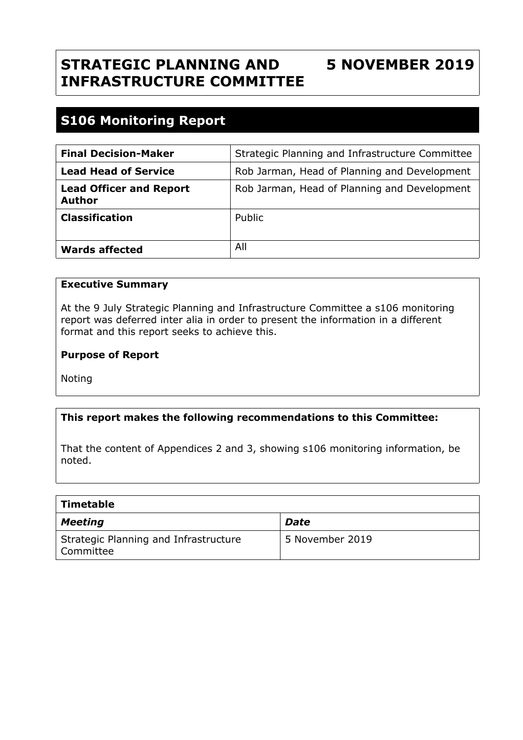# STRATEGIC PLANNING AND INFRASTRUCTURE COMMITTEE — 5 NOVEMBER 2019

## S106 Monitoring Report

| | |
|---|---|
| **Final Decision-Maker** | Strategic Planning and Infrastructure Committee |
| **Lead Head of Service** | Rob Jarman, Head of Planning and Development |
| **Lead Officer and Report Author** | Rob Jarman, Head of Planning and Development |
| **Classification** | Public |
| **Wards affected** | All |

**Executive Summary**

At the 9 July Strategic Planning and Infrastructure Committee a s106 monitoring report was deferred inter alia in order to present the information in a different format and this report seeks to achieve this.

**Purpose of Report**

Noting

**This report makes the following recommendations to this Committee:**

That the content of Appendices 2 and 3, showing s106 monitoring information, be noted.

| **Timetable** | |
|---|---|
| ***Meeting*** | ***Date*** |
| Strategic Planning and Infrastructure Committee | 5 November 2019 |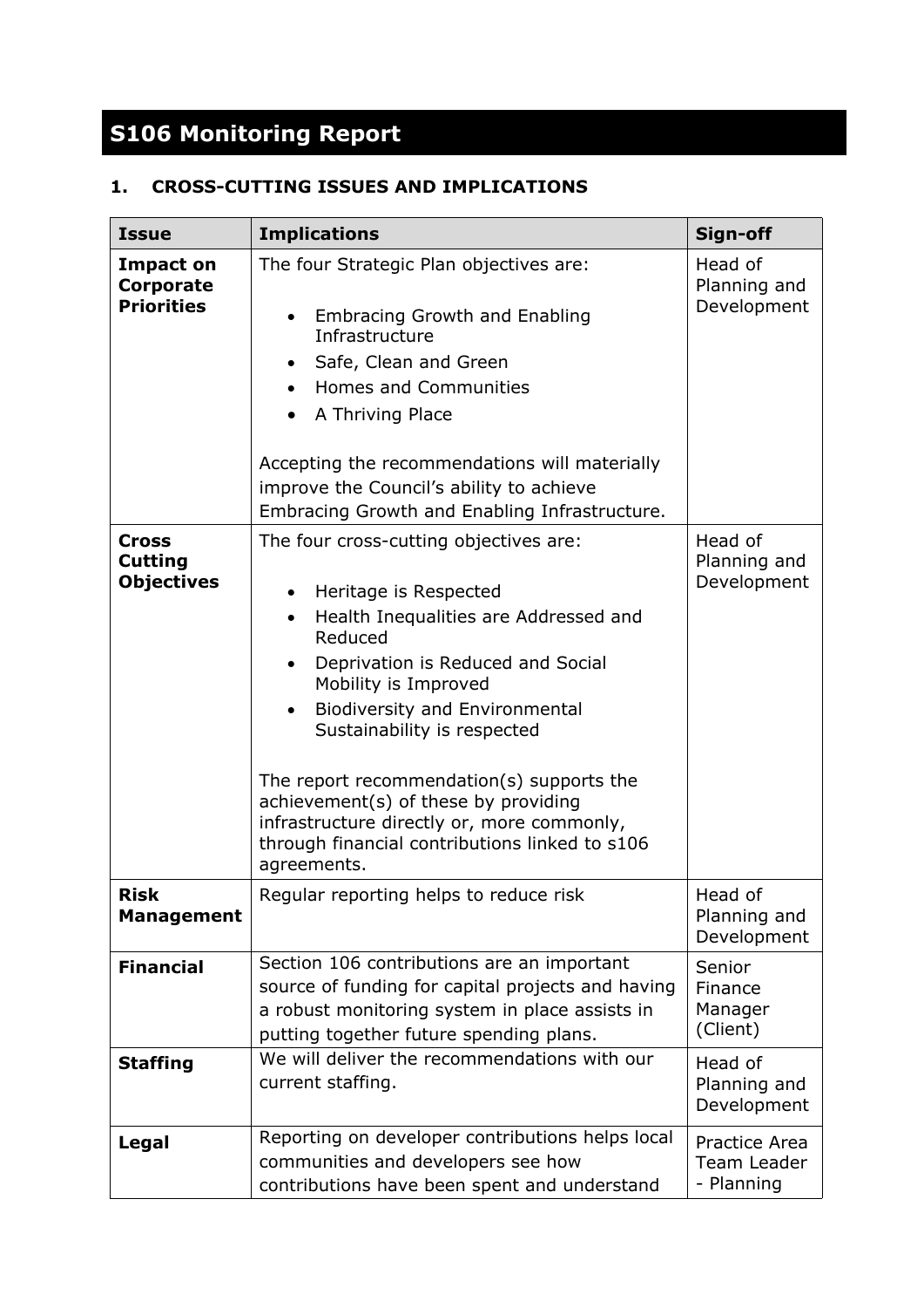# S106 Monitoring Report

## 1. CROSS-CUTTING ISSUES AND IMPLICATIONS

| Issue | Implications | Sign-off |
|---|---|---|
| **Impact on Corporate Priorities** | The four Strategic Plan objectives are:<br><br>• Embracing Growth and Enabling Infrastructure<br>• Safe, Clean and Green<br>• Homes and Communities<br>• A Thriving Place<br><br>Accepting the recommendations will materially improve the Council's ability to achieve Embracing Growth and Enabling Infrastructure. | Head of Planning and Development |
| **Cross Cutting Objectives** | The four cross-cutting objectives are:<br><br>• Heritage is Respected<br>• Health Inequalities are Addressed and Reduced<br>• Deprivation is Reduced and Social Mobility is Improved<br>• Biodiversity and Environmental Sustainability is respected<br><br>The report recommendation(s) supports the achievement(s) of these by providing infrastructure directly or, more commonly, through financial contributions linked to s106 agreements. | Head of Planning and Development |
| **Risk Management** | Regular reporting helps to reduce risk | Head of Planning and Development |
| **Financial** | Section 106 contributions are an important source of funding for capital projects and having a robust monitoring system in place assists in putting together future spending plans. | Senior Finance Manager (Client) |
| **Staffing** | We will deliver the recommendations with our current staffing. | Head of Planning and Development |
| **Legal** | Reporting on developer contributions helps local communities and developers see how contributions have been spent and understand | Practice Area Team Leader - Planning |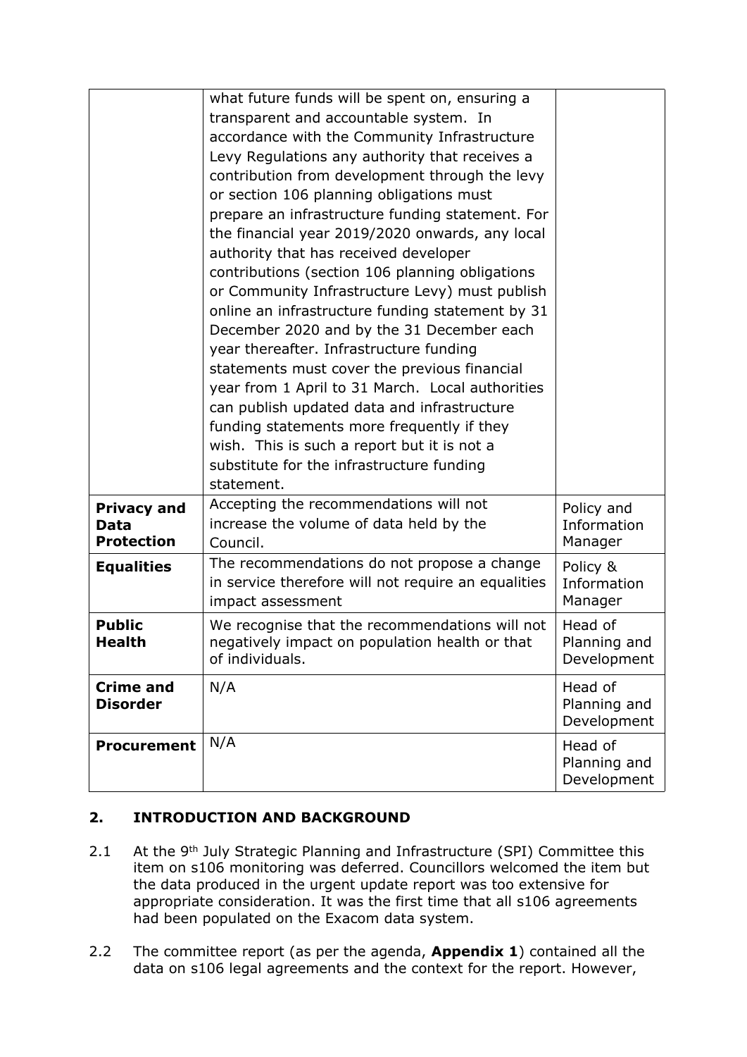| | | |
|---|---|---|
| | what future funds will be spent on, ensuring a transparent and accountable system. In accordance with the Community Infrastructure Levy Regulations any authority that receives a contribution from development through the levy or section 106 planning obligations must prepare an infrastructure funding statement. For the financial year 2019/2020 onwards, any local authority that has received developer contributions (section 106 planning obligations or Community Infrastructure Levy) must publish online an infrastructure funding statement by 31 December 2020 and by the 31 December each year thereafter. Infrastructure funding statements must cover the previous financial year from 1 April to 31 March. Local authorities can publish updated data and infrastructure funding statements more frequently if they wish. This is such a report but it is not a substitute for the infrastructure funding statement. | |
| **Privacy and Data Protection** | Accepting the recommendations will not increase the volume of data held by the Council. | Policy and Information Manager |
| **Equalities** | The recommendations do not propose a change in service therefore will not require an equalities impact assessment | Policy & Information Manager |
| **Public Health** | We recognise that the recommendations will not negatively impact on population health or that of individuals. | Head of Planning and Development |
| **Crime and Disorder** | N/A | Head of Planning and Development |
| **Procurement** | N/A | Head of Planning and Development |

## 2. INTRODUCTION AND BACKGROUND

2.1 At the 9th July Strategic Planning and Infrastructure (SPI) Committee this item on s106 monitoring was deferred. Councillors welcomed the item but the data produced in the urgent update report was too extensive for appropriate consideration. It was the first time that all s106 agreements had been populated on the Exacom data system.

2.2 The committee report (as per the agenda, **Appendix 1**) contained all the data on s106 legal agreements and the context for the report. However,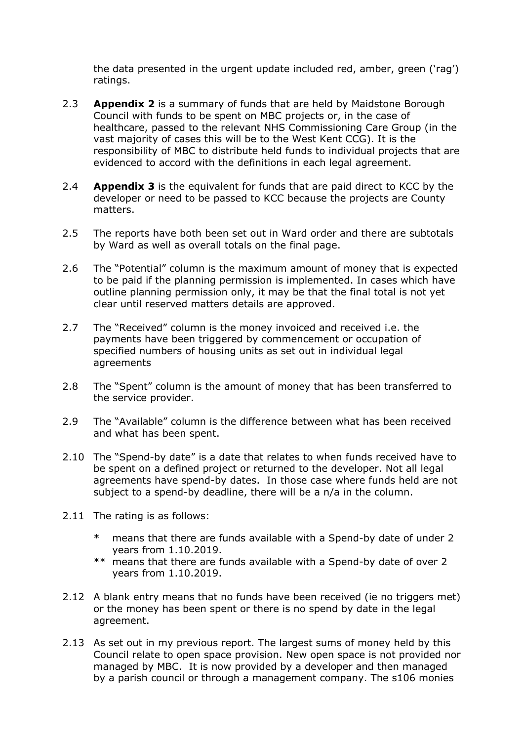the data presented in the urgent update included red, amber, green ('rag') ratings.

2.3 **Appendix 2** is a summary of funds that are held by Maidstone Borough Council with funds to be spent on MBC projects or, in the case of healthcare, passed to the relevant NHS Commissioning Care Group (in the vast majority of cases this will be to the West Kent CCG). It is the responsibility of MBC to distribute held funds to individual projects that are evidenced to accord with the definitions in each legal agreement.

2.4 **Appendix 3** is the equivalent for funds that are paid direct to KCC by the developer or need to be passed to KCC because the projects are County matters.

2.5 The reports have both been set out in Ward order and there are subtotals by Ward as well as overall totals on the final page.

2.6 The "Potential" column is the maximum amount of money that is expected to be paid if the planning permission is implemented. In cases which have outline planning permission only, it may be that the final total is not yet clear until reserved matters details are approved.

2.7 The "Received" column is the money invoiced and received i.e. the payments have been triggered by commencement or occupation of specified numbers of housing units as set out in individual legal agreements

2.8 The "Spent" column is the amount of money that has been transferred to the service provider.

2.9 The "Available" column is the difference between what has been received and what has been spent.

2.10 The "Spend-by date" is a date that relates to when funds received have to be spent on a defined project or returned to the developer. Not all legal agreements have spend-by dates. In those case where funds held are not subject to a spend-by deadline, there will be a n/a in the column.

2.11 The rating is as follows:

- \* means that there are funds available with a Spend-by date of under 2 years from 1.10.2019.
- \*\* means that there are funds available with a Spend-by date of over 2 years from 1.10.2019.

2.12 A blank entry means that no funds have been received (ie no triggers met) or the money has been spent or there is no spend by date in the legal agreement.

2.13 As set out in my previous report. The largest sums of money held by this Council relate to open space provision. New open space is not provided nor managed by MBC. It is now provided by a developer and then managed by a parish council or through a management company. The s106 monies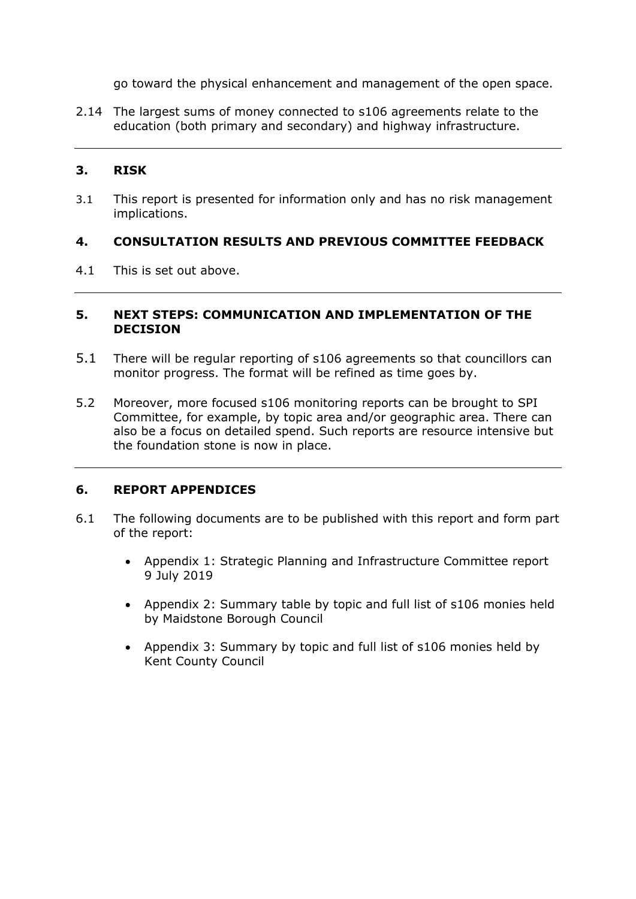go toward the physical enhancement and management of the open space.

2.14 The largest sums of money connected to s106 agreements relate to the education (both primary and secondary) and highway infrastructure.

---

## 3. RISK

3.1 This report is presented for information only and has no risk management implications.

## 4. CONSULTATION RESULTS AND PREVIOUS COMMITTEE FEEDBACK

4.1 This is set out above.

---

## 5. NEXT STEPS: COMMUNICATION AND IMPLEMENTATION OF THE DECISION

5.1 There will be regular reporting of s106 agreements so that councillors can monitor progress. The format will be refined as time goes by.

5.2 Moreover, more focused s106 monitoring reports can be brought to SPI Committee, for example, by topic area and/or geographic area. There can also be a focus on detailed spend. Such reports are resource intensive but the foundation stone is now in place.

---

## 6. REPORT APPENDICES

6.1 The following documents are to be published with this report and form part of the report:

- Appendix 1: Strategic Planning and Infrastructure Committee report 9 July 2019
- Appendix 2: Summary table by topic and full list of s106 monies held by Maidstone Borough Council
- Appendix 3: Summary by topic and full list of s106 monies held by Kent County Council